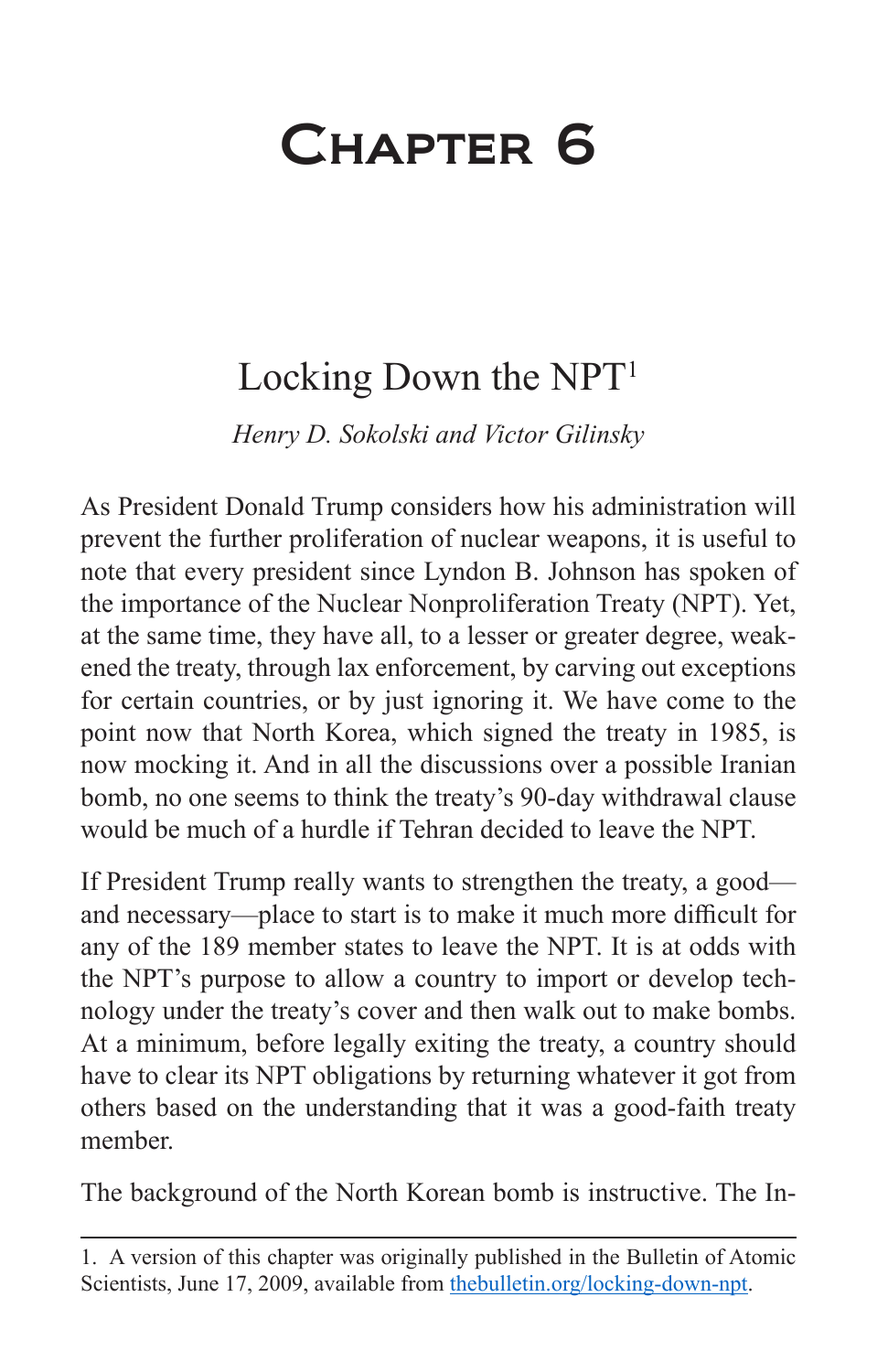# Chapter 6

## Locking Down the NPT[1]

*Henry D. Sokolski and Victor Gilinsky*

As President Donald Trump considers how his administration will prevent the further proliferation of nuclear weapons, it is useful to note that every president since Lyndon B. Johnson has spoken of the importance of the Nuclear Nonproliferation Treaty (NPT). Yet, at the same time, they have all, to a lesser or greater degree, weakened the treaty, through lax enforcement, by carving out exceptions for certain countries, or by just ignoring it. We have come to the point now that North Korea, which signed the treaty in 1985, is now mocking it. And in all the discussions over a possible Iranian bomb, no one seems to think the treaty's 90-day withdrawal clause would be much of a hurdle if Tehran decided to leave the NPT.

If President Trump really wants to strengthen the treaty, a good—and necessary—place to start is to make it much more difficult for any of the 189 member states to leave the NPT. It is at odds with the NPT's purpose to allow a country to import or develop technology under the treaty's cover and then walk out to make bombs. At a minimum, before legally exiting the treaty, a country should have to clear its NPT obligations by returning whatever it got from others based on the understanding that it was a good-faith treaty member.

The background of the North Korean bomb is instructive. The In-

---

1. A version of this chapter was originally published in the Bulletin of Atomic Scientists, June 17, 2009, available from thebulletin.org/locking-down-npt.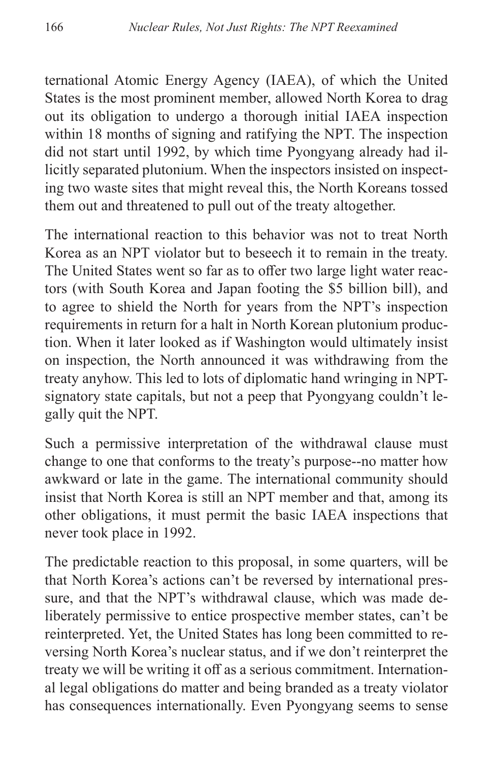ternational Atomic Energy Agency (IAEA), of which the United States is the most prominent member, allowed North Korea to drag out its obligation to undergo a thorough initial IAEA inspection within 18 months of signing and ratifying the NPT. The inspection did not start until 1992, by which time Pyongyang already had illicitly separated plutonium. When the inspectors insisted on inspecting two waste sites that might reveal this, the North Koreans tossed them out and threatened to pull out of the treaty altogether.

The international reaction to this behavior was not to treat North Korea as an NPT violator but to beseech it to remain in the treaty. The United States went so far as to offer two large light water reactors (with South Korea and Japan footing the $5 billion bill), and to agree to shield the North for years from the NPT's inspection requirements in return for a halt in North Korean plutonium production. When it later looked as if Washington would ultimately insist on inspection, the North announced it was withdrawing from the treaty anyhow. This led to lots of diplomatic hand wringing in NPT-signatory state capitals, but not a peep that Pyongyang couldn't legally quit the NPT.

Such a permissive interpretation of the withdrawal clause must change to one that conforms to the treaty's purpose--no matter how awkward or late in the game. The international community should insist that North Korea is still an NPT member and that, among its other obligations, it must permit the basic IAEA inspections that never took place in 1992.

The predictable reaction to this proposal, in some quarters, will be that North Korea's actions can't be reversed by international pressure, and that the NPT's withdrawal clause, which was made deliberately permissive to entice prospective member states, can't be reinterpreted. Yet, the United States has long been committed to reversing North Korea's nuclear status, and if we don't reinterpret the treaty we will be writing it off as a serious commitment. International legal obligations do matter and being branded as a treaty violator has consequences internationally. Even Pyongyang seems to sense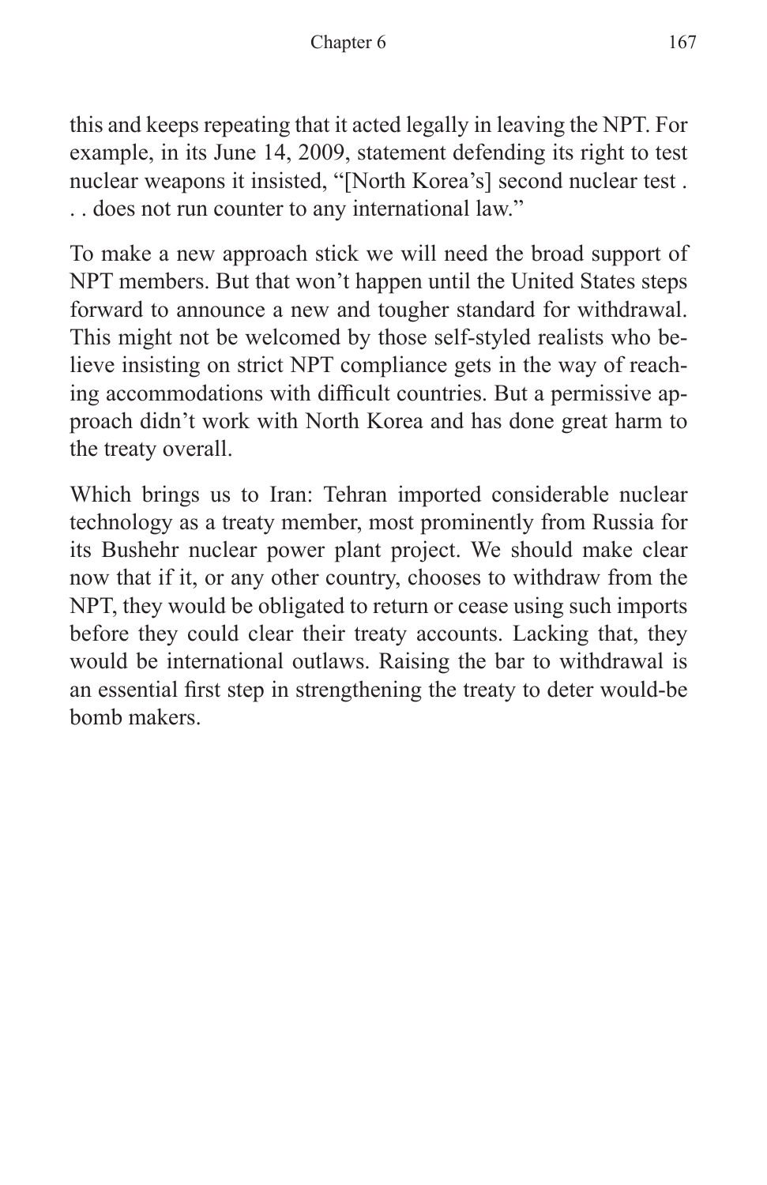this and keeps repeating that it acted legally in leaving the NPT. For example, in its June 14, 2009, statement defending its right to test nuclear weapons it insisted, "[North Korea's] second nuclear test . . . does not run counter to any international law."

To make a new approach stick we will need the broad support of NPT members. But that won't happen until the United States steps forward to announce a new and tougher standard for withdrawal. This might not be welcomed by those self-styled realists who believe insisting on strict NPT compliance gets in the way of reaching accommodations with difficult countries. But a permissive approach didn't work with North Korea and has done great harm to the treaty overall.

Which brings us to Iran: Tehran imported considerable nuclear technology as a treaty member, most prominently from Russia for its Bushehr nuclear power plant project. We should make clear now that if it, or any other country, chooses to withdraw from the NPT, they would be obligated to return or cease using such imports before they could clear their treaty accounts. Lacking that, they would be international outlaws. Raising the bar to withdrawal is an essential first step in strengthening the treaty to deter would-be bomb makers.